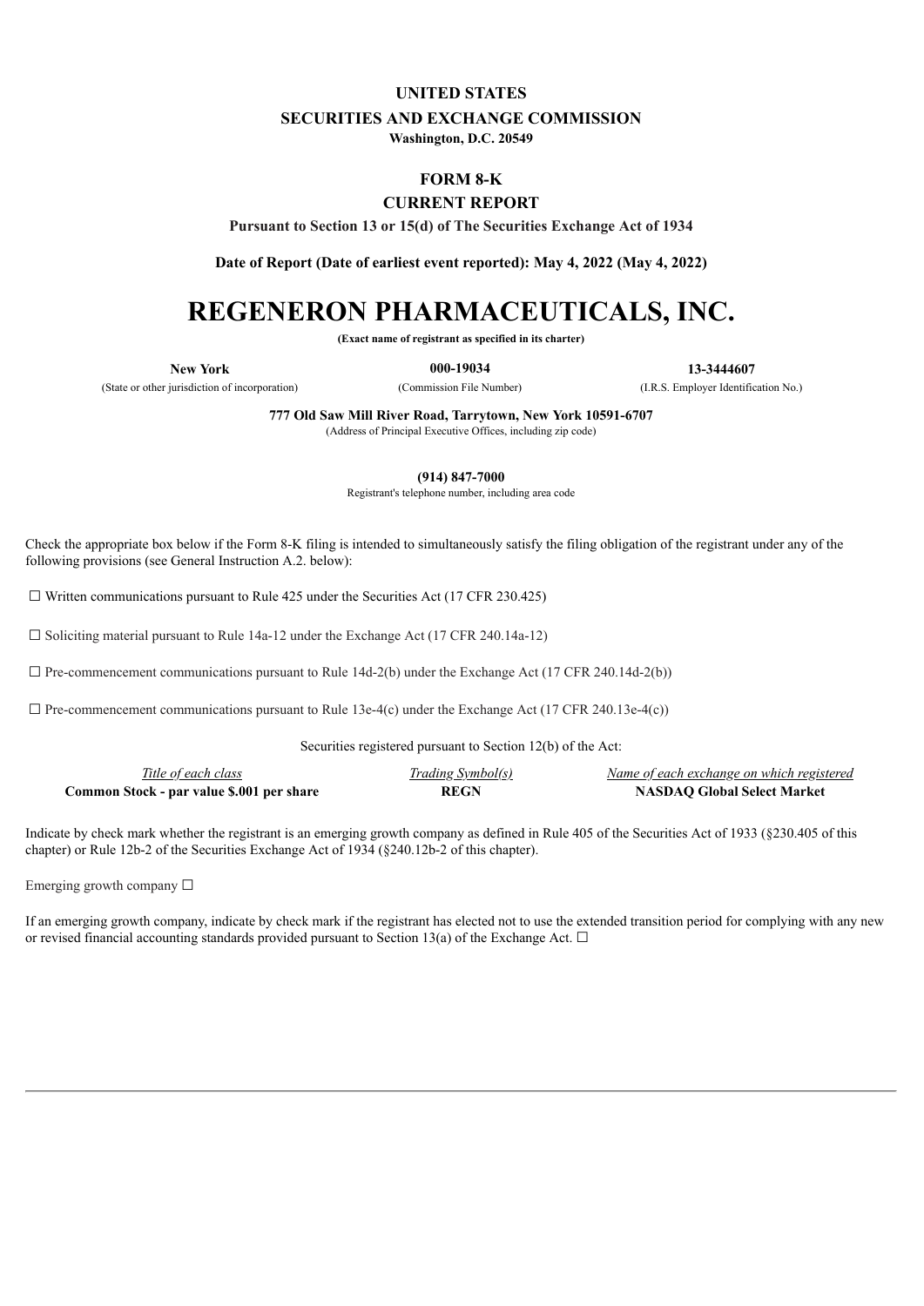**UNITED STATES**
**SECURITIES AND EXCHANGE COMMISSION**
**Washington, D.C. 20549**

**FORM 8-K**

**CURRENT REPORT**

**Pursuant to Section 13 or 15(d) of The Securities Exchange Act of 1934**

**Date of Report (Date of earliest event reported): May 4, 2022 (May 4, 2022)**

# REGENERON PHARMACEUTICALS, INC.

**(Exact name of registrant as specified in its charter)**

| **New York** | **000-19034** | **13-3444607** |
|---|---|---|
| (State or other jurisdiction of incorporation) | (Commission File Number) | (I.R.S. Employer Identification No.) |

**777 Old Saw Mill River Road, Tarrytown, New York 10591-6707**
(Address of Principal Executive Offices, including zip code)

**(914) 847-7000**
Registrant's telephone number, including area code

Check the appropriate box below if the Form 8-K filing is intended to simultaneously satisfy the filing obligation of the registrant under any of the following provisions (see General Instruction A.2. below):

☐ Written communications pursuant to Rule 425 under the Securities Act (17 CFR 230.425)

☐ Soliciting material pursuant to Rule 14a-12 under the Exchange Act (17 CFR 240.14a-12)

☐ Pre-commencement communications pursuant to Rule 14d-2(b) under the Exchange Act (17 CFR 240.14d-2(b))

☐ Pre-commencement communications pursuant to Rule 13e-4(c) under the Exchange Act (17 CFR 240.13e-4(c))

Securities registered pursuant to Section 12(b) of the Act:

| *Title of each class* | *Trading Symbol(s)* | *Name of each exchange on which registered* |
|---|---|---|
| **Common Stock - par value $.001 per share** | **REGN** | **NASDAQ Global Select Market** |

Indicate by check mark whether the registrant is an emerging growth company as defined in Rule 405 of the Securities Act of 1933 (§230.405 of this chapter) or Rule 12b-2 of the Securities Exchange Act of 1934 (§240.12b-2 of this chapter).

Emerging growth company ☐

If an emerging growth company, indicate by check mark if the registrant has elected not to use the extended transition period for complying with any new or revised financial accounting standards provided pursuant to Section 13(a) of the Exchange Act. ☐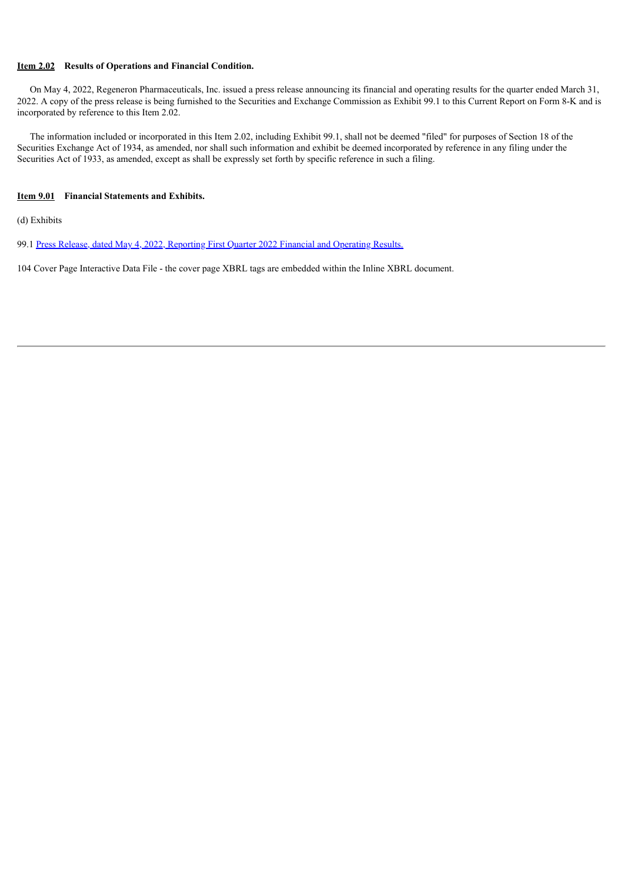**Item 2.02 Results of Operations and Financial Condition.**

On May 4, 2022, Regeneron Pharmaceuticals, Inc. issued a press release announcing its financial and operating results for the quarter ended March 31, 2022. A copy of the press release is being furnished to the Securities and Exchange Commission as Exhibit 99.1 to this Current Report on Form 8-K and is incorporated by reference to this Item 2.02.

The information included or incorporated in this Item 2.02, including Exhibit 99.1, shall not be deemed "filed" for purposes of Section 18 of the Securities Exchange Act of 1934, as amended, nor shall such information and exhibit be deemed incorporated by reference in any filing under the Securities Act of 1933, as amended, except as shall be expressly set forth by specific reference in such a filing.

**Item 9.01 Financial Statements and Exhibits.**

(d) Exhibits

99.1 Press Release, dated May 4, 2022, Reporting First Quarter 2022 Financial and Operating Results.

104 Cover Page Interactive Data File - the cover page XBRL tags are embedded within the Inline XBRL document.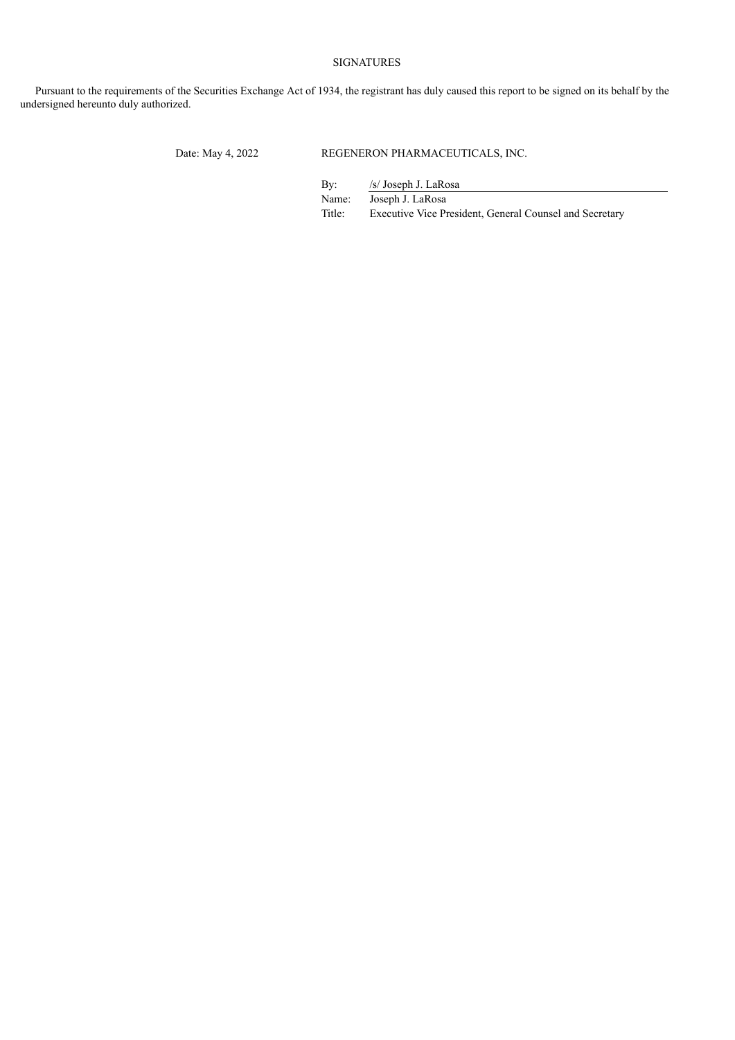SIGNATURES

Pursuant to the requirements of the Securities Exchange Act of 1934, the registrant has duly caused this report to be signed on its behalf by the undersigned hereunto duly authorized.

Date: May 4, 2022

REGENERON PHARMACEUTICALS, INC.

By: /s/ Joseph J. LaRosa
Name: Joseph J. LaRosa
Title: Executive Vice President, General Counsel and Secretary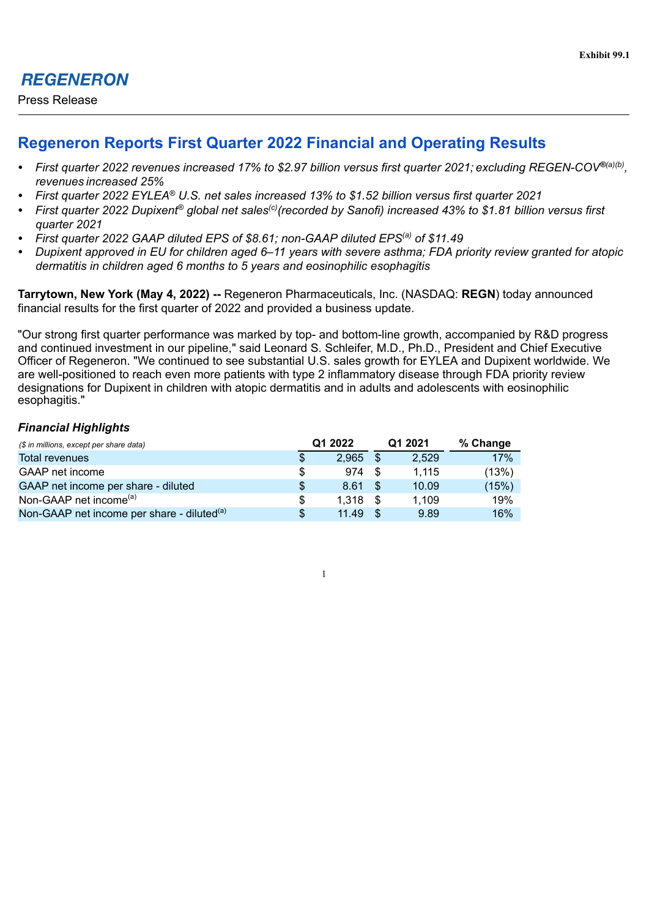Exhibit 99.1

**REGENERON**

Press Release

# Regeneron Reports First Quarter 2022 Financial and Operating Results

- *First quarter 2022 revenues increased 17% to $2.97 billion versus first quarter 2021; excluding REGEN-COV®[(a)(b)], revenues increased 25%*
- *First quarter 2022 EYLEA® U.S. net sales increased 13% to $1.52 billion versus first quarter 2021*
- *First quarter 2022 Dupixent® global net sales[(c)](recorded by Sanofi) increased 43% to $1.81 billion versus first quarter 2021*
- *First quarter 2022 GAAP diluted EPS of $8.61; non-GAAP diluted EPS[(a)] of $11.49*
- *Dupixent approved in EU for children aged 6–11 years with severe asthma; FDA priority review granted for atopic dermatitis in children aged 6 months to 5 years and eosinophilic esophagitis*

**Tarrytown, New York (May 4, 2022) --** Regeneron Pharmaceuticals, Inc. (NASDAQ: **REGN**) today announced financial results for the first quarter of 2022 and provided a business update.

"Our strong first quarter performance was marked by top- and bottom-line growth, accompanied by R&D progress and continued investment in our pipeline," said Leonard S. Schleifer, M.D., Ph.D., President and Chief Executive Officer of Regeneron. "We continued to see substantial U.S. sales growth for EYLEA and Dupixent worldwide. We are well-positioned to reach even more patients with type 2 inflammatory disease through FDA priority review designations for Dupixent in children with atopic dermatitis and in adults and adolescents with eosinophilic esophagitis."

### *Financial Highlights*

| *($ in millions, except per share data)* | Q1 2022 | Q1 2021 | % Change |
|---|---|---|---|
| Total revenues | $ 2,965 | $ 2,529 | 17% |
| GAAP net income | $ 974 | $ 1,115 | (13%) |
| GAAP net income per share - diluted | $ 8.61 | $ 10.09 | (15%) |
| Non-GAAP net income[(a)] | $ 1,318 | $ 1,109 | 19% |
| Non-GAAP net income per share - diluted[(a)] | $ 11.49 | $ 9.89 | 16% |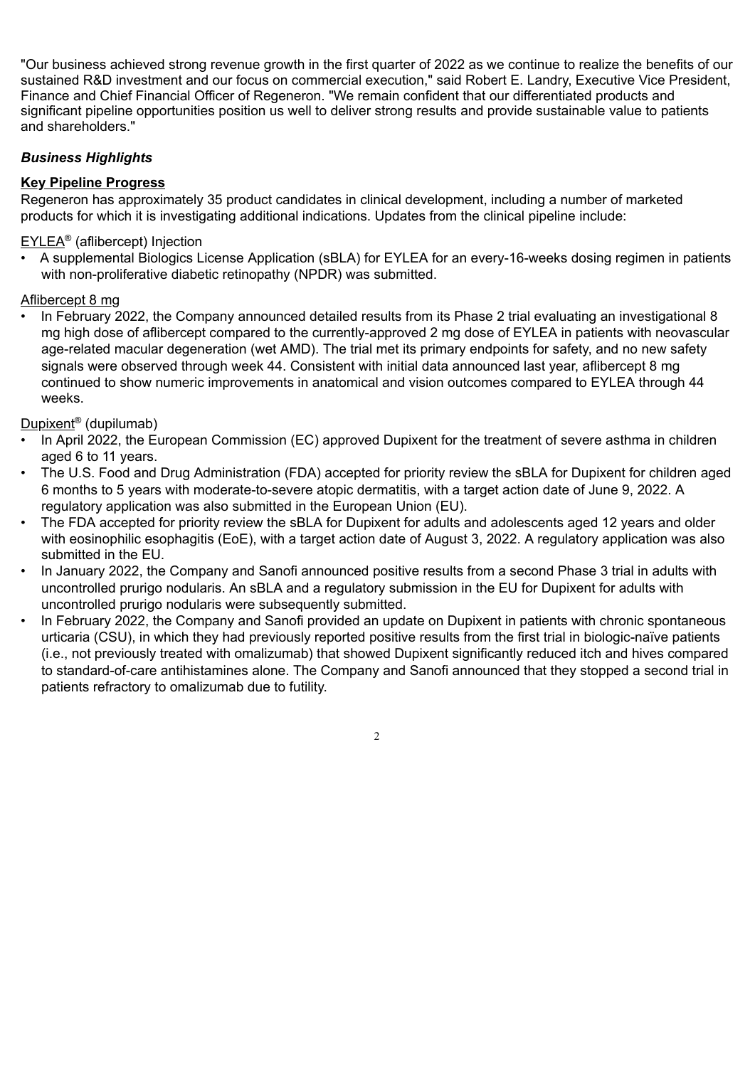"Our business achieved strong revenue growth in the first quarter of 2022 as we continue to realize the benefits of our sustained R&D investment and our focus on commercial execution," said Robert E. Landry, Executive Vice President, Finance and Chief Financial Officer of Regeneron. "We remain confident that our differentiated products and significant pipeline opportunities position us well to deliver strong results and provide sustainable value to patients and shareholders."

***Business Highlights***

**Key Pipeline Progress**

Regeneron has approximately 35 product candidates in clinical development, including a number of marketed products for which it is investigating additional indications. Updates from the clinical pipeline include:

EYLEA® (aflibercept) Injection

- A supplemental Biologics License Application (sBLA) for EYLEA for an every-16-weeks dosing regimen in patients with non-proliferative diabetic retinopathy (NPDR) was submitted.

Aflibercept 8 mg

- In February 2022, the Company announced detailed results from its Phase 2 trial evaluating an investigational 8 mg high dose of aflibercept compared to the currently-approved 2 mg dose of EYLEA in patients with neovascular age-related macular degeneration (wet AMD). The trial met its primary endpoints for safety, and no new safety signals were observed through week 44. Consistent with initial data announced last year, aflibercept 8 mg continued to show numeric improvements in anatomical and vision outcomes compared to EYLEA through 44 weeks.

Dupixent® (dupilumab)

- In April 2022, the European Commission (EC) approved Dupixent for the treatment of severe asthma in children aged 6 to 11 years.
- The U.S. Food and Drug Administration (FDA) accepted for priority review the sBLA for Dupixent for children aged 6 months to 5 years with moderate-to-severe atopic dermatitis, with a target action date of June 9, 2022. A regulatory application was also submitted in the European Union (EU).
- The FDA accepted for priority review the sBLA for Dupixent for adults and adolescents aged 12 years and older with eosinophilic esophagitis (EoE), with a target action date of August 3, 2022. A regulatory application was also submitted in the EU.
- In January 2022, the Company and Sanofi announced positive results from a second Phase 3 trial in adults with uncontrolled prurigo nodularis. An sBLA and a regulatory submission in the EU for Dupixent for adults with uncontrolled prurigo nodularis were subsequently submitted.
- In February 2022, the Company and Sanofi provided an update on Dupixent in patients with chronic spontaneous urticaria (CSU), in which they had previously reported positive results from the first trial in biologic-naïve patients (i.e., not previously treated with omalizumab) that showed Dupixent significantly reduced itch and hives compared to standard-of-care antihistamines alone. The Company and Sanofi announced that they stopped a second trial in patients refractory to omalizumab due to futility.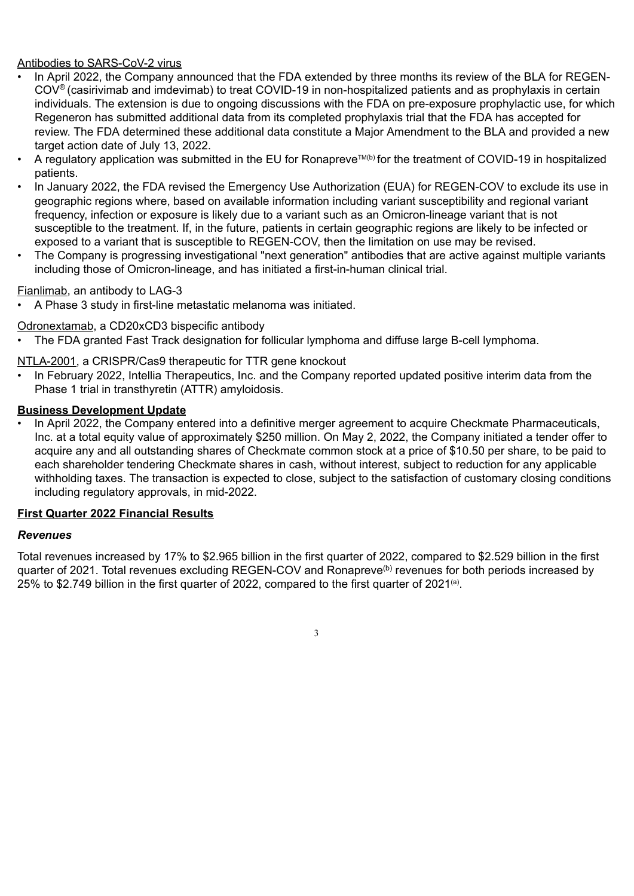Antibodies to SARS-CoV-2 virus

- In April 2022, the Company announced that the FDA extended by three months its review of the BLA for REGEN-COV® (casirivimab and imdevimab) to treat COVID-19 in non-hospitalized patients and as prophylaxis in certain individuals. The extension is due to ongoing discussions with the FDA on pre-exposure prophylactic use, for which Regeneron has submitted additional data from its completed prophylaxis trial that the FDA has accepted for review. The FDA determined these additional data constitute a Major Amendment to the BLA and provided a new target action date of July 13, 2022.
- A regulatory application was submitted in the EU for Ronapreve™[b] for the treatment of COVID-19 in hospitalized patients.
- In January 2022, the FDA revised the Emergency Use Authorization (EUA) for REGEN-COV to exclude its use in geographic regions where, based on available information including variant susceptibility and regional variant frequency, infection or exposure is likely due to a variant such as an Omicron-lineage variant that is not susceptible to the treatment. If, in the future, patients in certain geographic regions are likely to be infected or exposed to a variant that is susceptible to REGEN-COV, then the limitation on use may be revised.
- The Company is progressing investigational "next generation" antibodies that are active against multiple variants including those of Omicron-lineage, and has initiated a first-in-human clinical trial.

Fianlimab, an antibody to LAG-3

- A Phase 3 study in first-line metastatic melanoma was initiated.

Odronextamab, a CD20xCD3 bispecific antibody

- The FDA granted Fast Track designation for follicular lymphoma and diffuse large B-cell lymphoma.

NTLA-2001, a CRISPR/Cas9 therapeutic for TTR gene knockout

- In February 2022, Intellia Therapeutics, Inc. and the Company reported updated positive interim data from the Phase 1 trial in transthyretin (ATTR) amyloidosis.

**Business Development Update**

- In April 2022, the Company entered into a definitive merger agreement to acquire Checkmate Pharmaceuticals, Inc. at a total equity value of approximately $250 million. On May 2, 2022, the Company initiated a tender offer to acquire any and all outstanding shares of Checkmate common stock at a price of $10.50 per share, to be paid to each shareholder tendering Checkmate shares in cash, without interest, subject to reduction for any applicable withholding taxes. The transaction is expected to close, subject to the satisfaction of customary closing conditions including regulatory approvals, in mid-2022.

**First Quarter 2022 Financial Results**

***Revenues***

Total revenues increased by 17% to $2.965 billion in the first quarter of 2022, compared to $2.529 billion in the first quarter of 2021. Total revenues excluding REGEN-COV and Ronapreve[b] revenues for both periods increased by 25% to $2.749 billion in the first quarter of 2022, compared to the first quarter of 2021[a].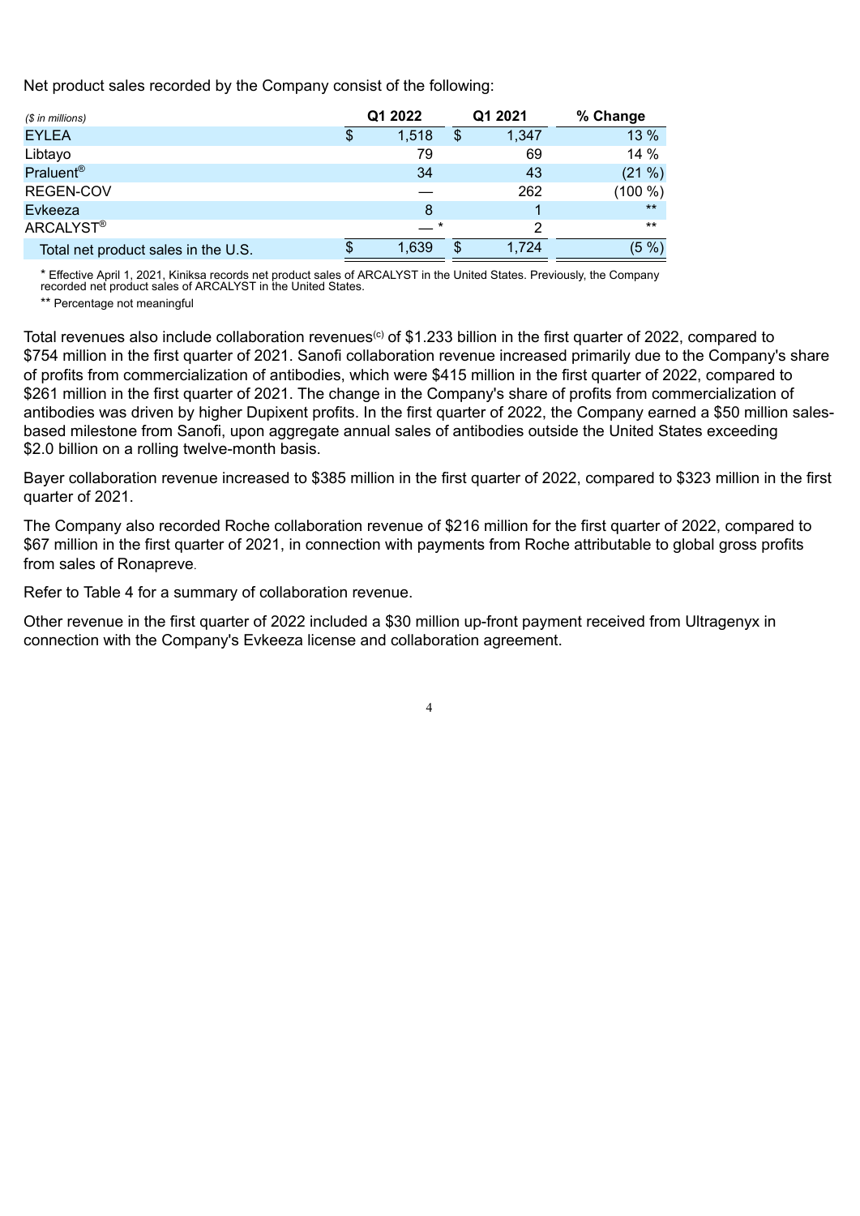Net product sales recorded by the Company consist of the following:

| *($ in millions)* | Q1 2022 | Q1 2021 | % Change |
|---|---|---|---|
| EYLEA | $ 1,518 | $ 1,347 | 13 % |
| Libtayo | 79 | 69 | 14 % |
| Praluent® | 34 | 43 | (21 %) |
| REGEN-COV | — | 262 | (100 %) |
| Evkeeza | 8 | 1 | ** |
| ARCALYST® | — * | 2 | ** |
| Total net product sales in the U.S. | $ 1,639 | $ 1,724 | (5 %) |

\* Effective April 1, 2021, Kiniksa records net product sales of ARCALYST in the United States. Previously, the Company recorded net product sales of ARCALYST in the United States.

\*\* Percentage not meaningful

Total revenues also include collaboration revenues[(c)] of $1.233 billion in the first quarter of 2022, compared to $754 million in the first quarter of 2021. Sanofi collaboration revenue increased primarily due to the Company's share of profits from commercialization of antibodies, which were $415 million in the first quarter of 2022, compared to $261 million in the first quarter of 2021. The change in the Company's share of profits from commercialization of antibodies was driven by higher Dupixent profits. In the first quarter of 2022, the Company earned a $50 million sales-based milestone from Sanofi, upon aggregate annual sales of antibodies outside the United States exceeding $2.0 billion on a rolling twelve-month basis.

Bayer collaboration revenue increased to $385 million in the first quarter of 2022, compared to $323 million in the first quarter of 2021.

The Company also recorded Roche collaboration revenue of $216 million for the first quarter of 2022, compared to $67 million in the first quarter of 2021, in connection with payments from Roche attributable to global gross profits from sales of Ronapreve.

Refer to Table 4 for a summary of collaboration revenue.

Other revenue in the first quarter of 2022 included a $30 million up-front payment received from Ultragenyx in connection with the Company's Evkeeza license and collaboration agreement.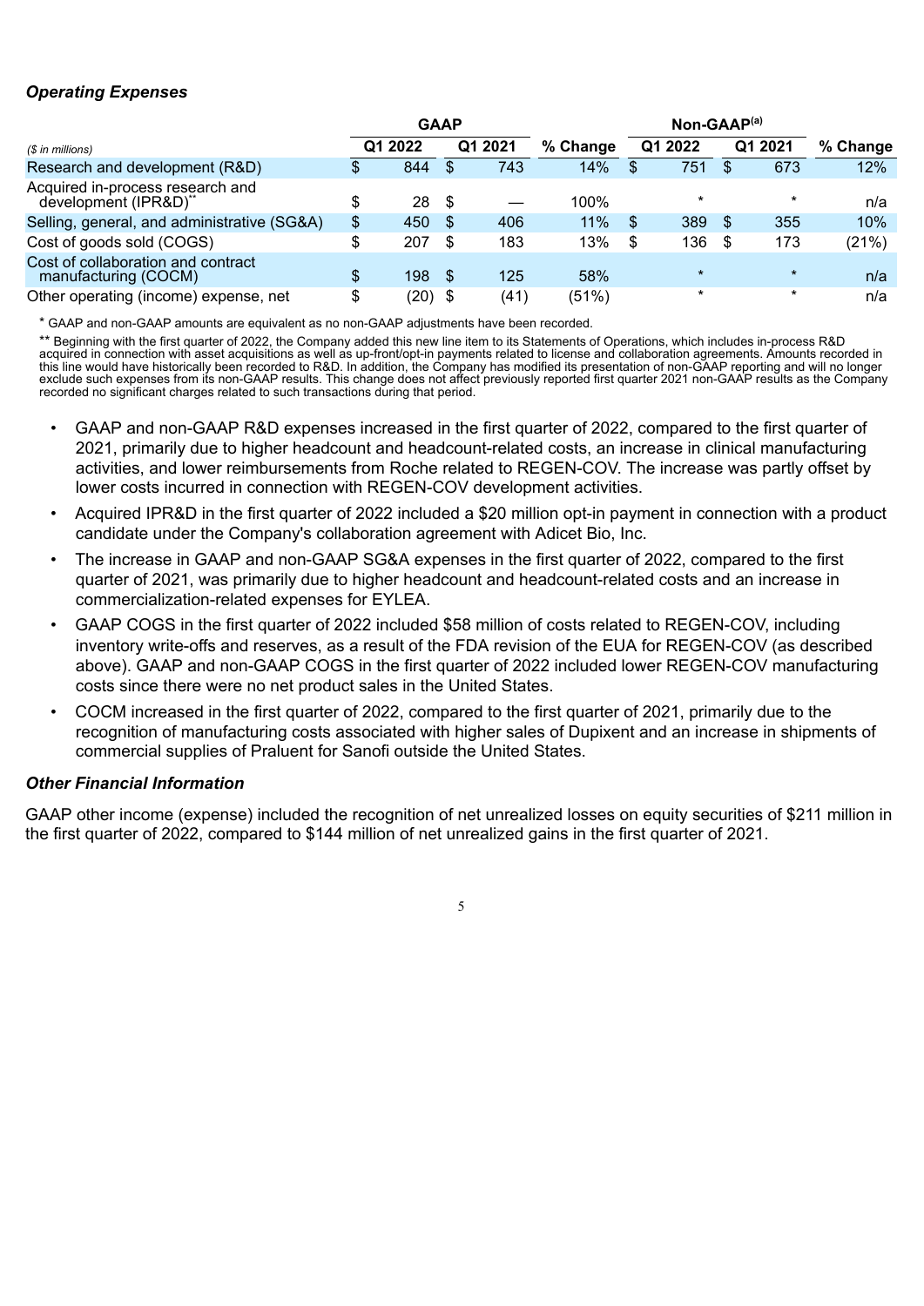***Operating Expenses***

| ($ in millions) | GAAP | | | Non-GAAP[(a)] | | |
|---|---|---|---|---|---|---|
| | Q1 2022 | Q1 2021 | % Change | Q1 2022 | Q1 2021 | % Change |
| Research and development (R&D) | $ 844 | $ 743 | 14% | $ 751 | $ 673 | 12% |
| Acquired in-process research and development (IPR&D)** | $ 28 | $ — | 100% | * | * | n/a |
| Selling, general, and administrative (SG&A) | $ 450 | $ 406 | 11% | $ 389 | $ 355 | 10% |
| Cost of goods sold (COGS) | $ 207 | $ 183 | 13% | $ 136 | $ 173 | (21%) |
| Cost of collaboration and contract manufacturing (COCM) | $ 198 | $ 125 | 58% | * | * | n/a |
| Other operating (income) expense, net | $ (20) | $ (41) | (51%) | * | * | n/a |

* GAAP and non-GAAP amounts are equivalent as no non-GAAP adjustments have been recorded.

** Beginning with the first quarter of 2022, the Company added this new line item to its Statements of Operations, which includes in-process R&D acquired in connection with asset acquisitions as well as up-front/opt-in payments related to license and collaboration agreements. Amounts recorded in this line would have historically been recorded to R&D. In addition, the Company has modified its presentation of non-GAAP reporting and will no longer exclude such expenses from its non-GAAP results. This change does not affect previously reported first quarter 2021 non-GAAP results as the Company recorded no significant charges related to such transactions during that period.

- GAAP and non-GAAP R&D expenses increased in the first quarter of 2022, compared to the first quarter of 2021, primarily due to higher headcount and headcount-related costs, an increase in clinical manufacturing activities, and lower reimbursements from Roche related to REGEN-COV. The increase was partly offset by lower costs incurred in connection with REGEN-COV development activities.
- Acquired IPR&D in the first quarter of 2022 included a $20 million opt-in payment in connection with a product candidate under the Company's collaboration agreement with Adicet Bio, Inc.
- The increase in GAAP and non-GAAP SG&A expenses in the first quarter of 2022, compared to the first quarter of 2021, was primarily due to higher headcount and headcount-related costs and an increase in commercialization-related expenses for EYLEA.
- GAAP COGS in the first quarter of 2022 included $58 million of costs related to REGEN-COV, including inventory write-offs and reserves, as a result of the FDA revision of the EUA for REGEN-COV (as described above). GAAP and non-GAAP COGS in the first quarter of 2022 included lower REGEN-COV manufacturing costs since there were no net product sales in the United States.
- COCM increased in the first quarter of 2022, compared to the first quarter of 2021, primarily due to the recognition of manufacturing costs associated with higher sales of Dupixent and an increase in shipments of commercial supplies of Praluent for Sanofi outside the United States.

***Other Financial Information***

GAAP other income (expense) included the recognition of net unrealized losses on equity securities of $211 million in the first quarter of 2022, compared to $144 million of net unrealized gains in the first quarter of 2021.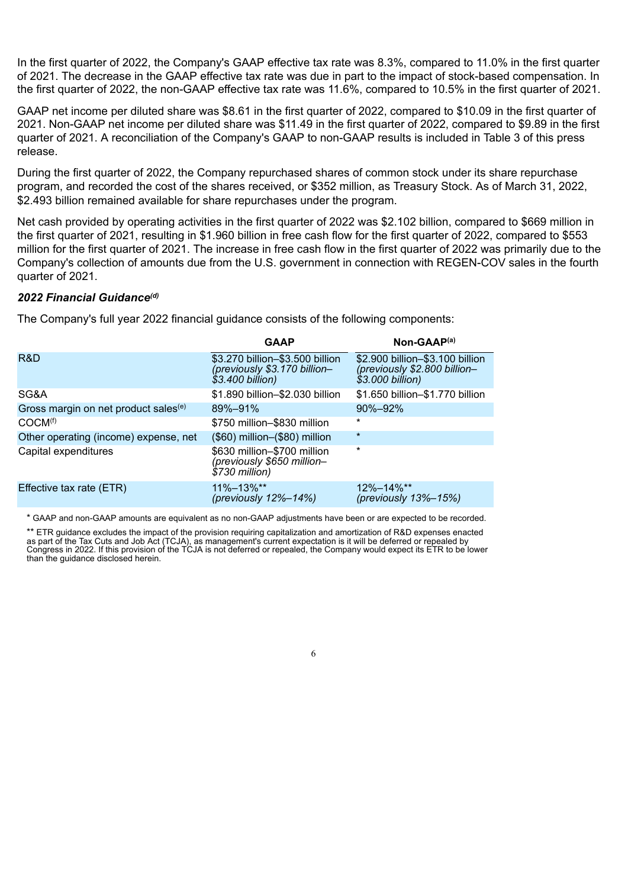In the first quarter of 2022, the Company's GAAP effective tax rate was 8.3%, compared to 11.0% in the first quarter of 2021. The decrease in the GAAP effective tax rate was due in part to the impact of stock-based compensation. In the first quarter of 2022, the non-GAAP effective tax rate was 11.6%, compared to 10.5% in the first quarter of 2021.

GAAP net income per diluted share was $8.61 in the first quarter of 2022, compared to $10.09 in the first quarter of 2021. Non-GAAP net income per diluted share was $11.49 in the first quarter of 2022, compared to $9.89 in the first quarter of 2021. A reconciliation of the Company's GAAP to non-GAAP results is included in Table 3 of this press release.

During the first quarter of 2022, the Company repurchased shares of common stock under its share repurchase program, and recorded the cost of the shares received, or $352 million, as Treasury Stock. As of March 31, 2022, $2.493 billion remained available for share repurchases under the program.

Net cash provided by operating activities in the first quarter of 2022 was $2.102 billion, compared to $669 million in the first quarter of 2021, resulting in $1.960 billion in free cash flow for the first quarter of 2022, compared to $553 million for the first quarter of 2021. The increase in free cash flow in the first quarter of 2022 was primarily due to the Company's collection of amounts due from the U.S. government in connection with REGEN-COV sales in the fourth quarter of 2021.

### *2022 Financial Guidance[(d)]*

The Company's full year 2022 financial guidance consists of the following components:

| | GAAP | Non-GAAP[(a)] |
|---|---|---|
| R&D | $3.270 billion–$3.500 billion *(previously $3.170 billion–$3.400 billion)* | $2.900 billion–$3.100 billion *(previously $2.800 billion–$3.000 billion)* |
| SG&A | $1.890 billion–$2.030 billion | $1.650 billion–$1.770 billion |
| Gross margin on net product sales[(e)] | 89%–91% | 90%–92% |
| COCM[(f)] | $750 million–$830 million | * |
| Other operating (income) expense, net | ($60) million–($80) million | * |
| Capital expenditures | $630 million–$700 million *(previously $650 million–$730 million)* | * |
| Effective tax rate (ETR) | 11%–13%** *(previously 12%–14%)* | 12%–14%** *(previously 13%–15%)* |

\* GAAP and non-GAAP amounts are equivalent as no non-GAAP adjustments have been or are expected to be recorded.

** ETR guidance excludes the impact of the provision requiring capitalization and amortization of R&D expenses enacted as part of the Tax Cuts and Job Act (TCJA), as management's current expectation is it will be deferred or repealed by Congress in 2022. If this provision of the TCJA is not deferred or repealed, the Company would expect its ETR to be lower than the guidance disclosed herein.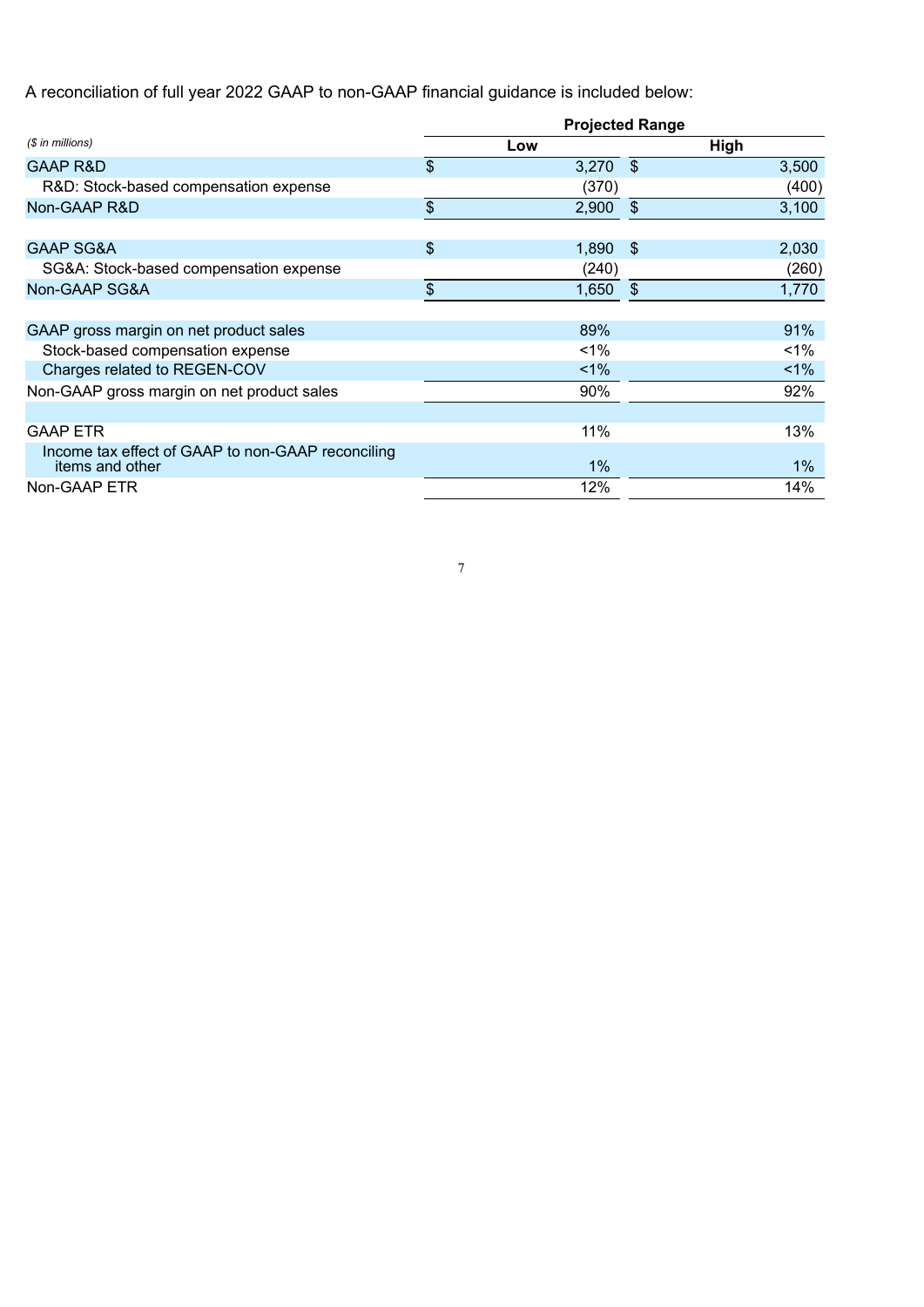A reconciliation of full year 2022 GAAP to non-GAAP financial guidance is included below:

| ($ in millions) | Projected Range | |
|---|---|---|
| | Low | High |
| GAAP R&D | $ 3,270 | $ 3,500 |
| R&D: Stock-based compensation expense | (370) | (400) |
| Non-GAAP R&D | $ 2,900 | $ 3,100 |
| | | |
| GAAP SG&A | $ 1,890 | $ 2,030 |
| SG&A: Stock-based compensation expense | (240) | (260) |
| Non-GAAP SG&A | $ 1,650 | $ 1,770 |
| | | |
| GAAP gross margin on net product sales | 89% | 91% |
| Stock-based compensation expense | <1% | <1% |
| Charges related to REGEN-COV | <1% | <1% |
| Non-GAAP gross margin on net product sales | 90% | 92% |
| | | |
| GAAP ETR | 11% | 13% |
| Income tax effect of GAAP to non-GAAP reconciling items and other | 1% | 1% |
| Non-GAAP ETR | 12% | 14% |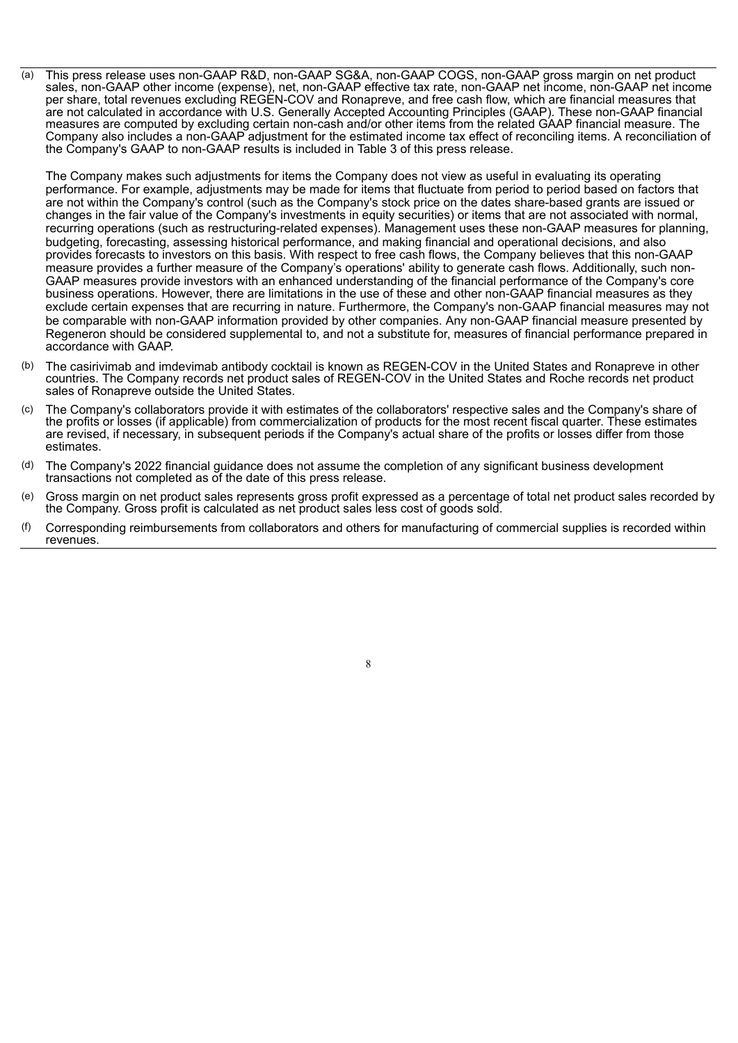(a) This press release uses non-GAAP R&D, non-GAAP SG&A, non-GAAP COGS, non-GAAP gross margin on net product sales, non-GAAP other income (expense), net, non-GAAP effective tax rate, non-GAAP net income, non-GAAP net income per share, total revenues excluding REGEN-COV and Ronapreve, and free cash flow, which are financial measures that are not calculated in accordance with U.S. Generally Accepted Accounting Principles (GAAP). These non-GAAP financial measures are computed by excluding certain non-cash and/or other items from the related GAAP financial measure. The Company also includes a non-GAAP adjustment for the estimated income tax effect of reconciling items. A reconciliation of the Company's GAAP to non-GAAP results is included in Table 3 of this press release.

The Company makes such adjustments for items the Company does not view as useful in evaluating its operating performance. For example, adjustments may be made for items that fluctuate from period to period based on factors that are not within the Company's control (such as the Company's stock price on the dates share-based grants are issued or changes in the fair value of the Company's investments in equity securities) or items that are not associated with normal, recurring operations (such as restructuring-related expenses). Management uses these non-GAAP measures for planning, budgeting, forecasting, assessing historical performance, and making financial and operational decisions, and also provides forecasts to investors on this basis. With respect to free cash flows, the Company believes that this non-GAAP measure provides a further measure of the Company's operations' ability to generate cash flows. Additionally, such non-GAAP measures provide investors with an enhanced understanding of the financial performance of the Company's core business operations. However, there are limitations in the use of these and other non-GAAP financial measures as they exclude certain expenses that are recurring in nature. Furthermore, the Company's non-GAAP financial measures may not be comparable with non-GAAP information provided by other companies. Any non-GAAP financial measure presented by Regeneron should be considered supplemental to, and not a substitute for, measures of financial performance prepared in accordance with GAAP.

(b) The casirivimab and imdevimab antibody cocktail is known as REGEN-COV in the United States and Ronapreve in other countries. The Company records net product sales of REGEN-COV in the United States and Roche records net product sales of Ronapreve outside the United States.

(c) The Company's collaborators provide it with estimates of the collaborators' respective sales and the Company's share of the profits or losses (if applicable) from commercialization of products for the most recent fiscal quarter. These estimates are revised, if necessary, in subsequent periods if the Company's actual share of the profits or losses differ from those estimates.

(d) The Company's 2022 financial guidance does not assume the completion of any significant business development transactions not completed as of the date of this press release.

(e) Gross margin on net product sales represents gross profit expressed as a percentage of total net product sales recorded by the Company. Gross profit is calculated as net product sales less cost of goods sold.

(f) Corresponding reimbursements from collaborators and others for manufacturing of commercial supplies is recorded within revenues.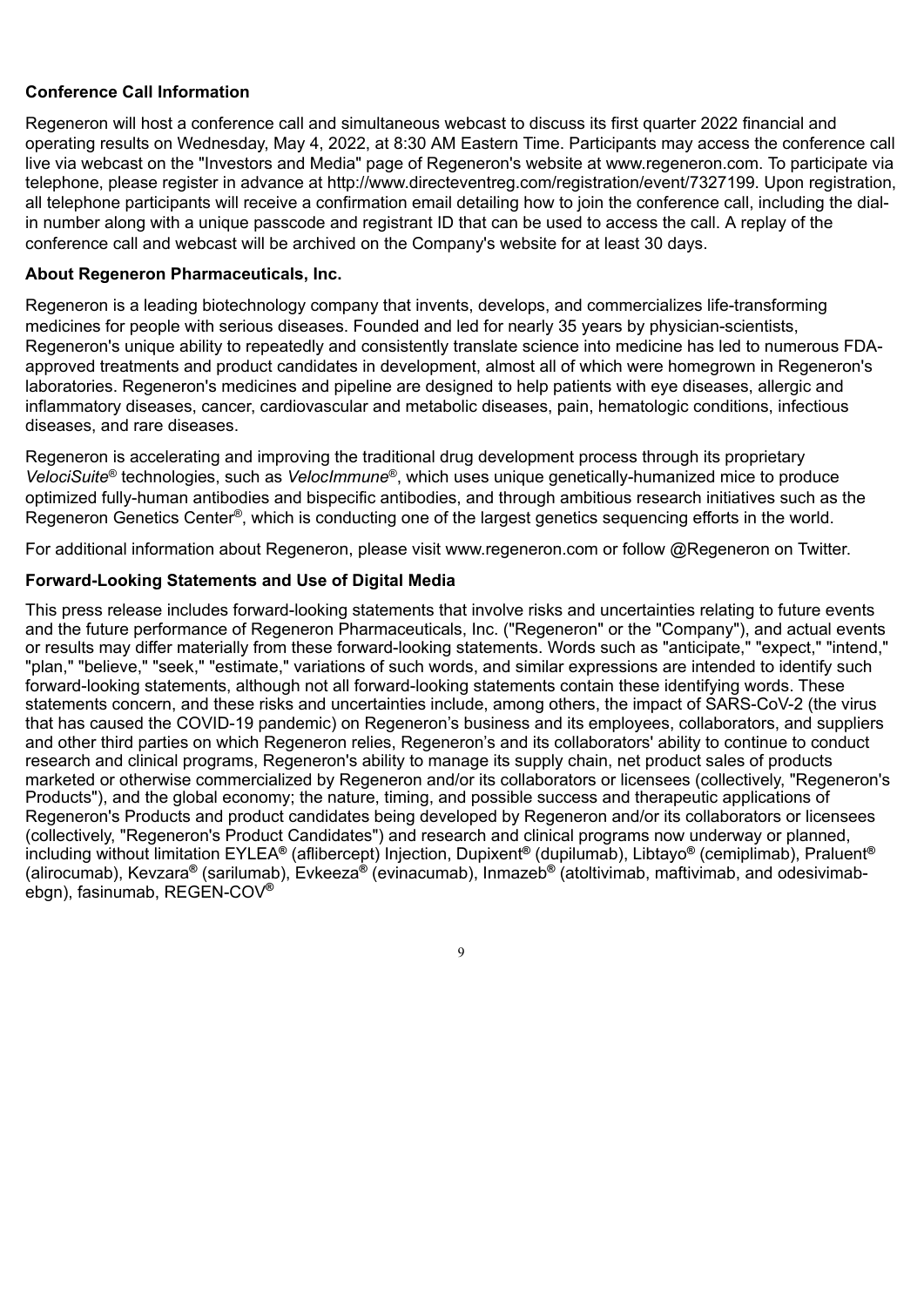**Conference Call Information**

Regeneron will host a conference call and simultaneous webcast to discuss its first quarter 2022 financial and operating results on Wednesday, May 4, 2022, at 8:30 AM Eastern Time. Participants may access the conference call live via webcast on the "Investors and Media" page of Regeneron's website at www.regeneron.com. To participate via telephone, please register in advance at http://www.directeventreg.com/registration/event/7327199. Upon registration, all telephone participants will receive a confirmation email detailing how to join the conference call, including the dial-in number along with a unique passcode and registrant ID that can be used to access the call. A replay of the conference call and webcast will be archived on the Company's website for at least 30 days.

**About Regeneron Pharmaceuticals, Inc.**

Regeneron is a leading biotechnology company that invents, develops, and commercializes life-transforming medicines for people with serious diseases. Founded and led for nearly 35 years by physician-scientists, Regeneron's unique ability to repeatedly and consistently translate science into medicine has led to numerous FDA-approved treatments and product candidates in development, almost all of which were homegrown in Regeneron's laboratories. Regeneron's medicines and pipeline are designed to help patients with eye diseases, allergic and inflammatory diseases, cancer, cardiovascular and metabolic diseases, pain, hematologic conditions, infectious diseases, and rare diseases.

Regeneron is accelerating and improving the traditional drug development process through its proprietary *VelociSuite*® technologies, such as *VelocImmune*®, which uses unique genetically-humanized mice to produce optimized fully-human antibodies and bispecific antibodies, and through ambitious research initiatives such as the Regeneron Genetics Center®, which is conducting one of the largest genetics sequencing efforts in the world.

For additional information about Regeneron, please visit www.regeneron.com or follow @Regeneron on Twitter.

**Forward-Looking Statements and Use of Digital Media**

This press release includes forward-looking statements that involve risks and uncertainties relating to future events and the future performance of Regeneron Pharmaceuticals, Inc. ("Regeneron" or the "Company"), and actual events or results may differ materially from these forward-looking statements. Words such as "anticipate," "expect," "intend," "plan," "believe," "seek," "estimate," variations of such words, and similar expressions are intended to identify such forward-looking statements, although not all forward-looking statements contain these identifying words. These statements concern, and these risks and uncertainties include, among others, the impact of SARS-CoV-2 (the virus that has caused the COVID-19 pandemic) on Regeneron's business and its employees, collaborators, and suppliers and other third parties on which Regeneron relies, Regeneron's and its collaborators' ability to continue to conduct research and clinical programs, Regeneron's ability to manage its supply chain, net product sales of products marketed or otherwise commercialized by Regeneron and/or its collaborators or licensees (collectively, "Regeneron's Products"), and the global economy; the nature, timing, and possible success and therapeutic applications of Regeneron's Products and product candidates being developed by Regeneron and/or its collaborators or licensees (collectively, "Regeneron's Product Candidates") and research and clinical programs now underway or planned, including without limitation EYLEA® (aflibercept) Injection, Dupixent® (dupilumab), Libtayo® (cemiplimab), Praluent® (alirocumab), Kevzara® (sarilumab), Evkeeza® (evinacumab), Inmazeb® (atoltivimab, maftivimab, and odesivimab-ebgn), fasinumab, REGEN-COV®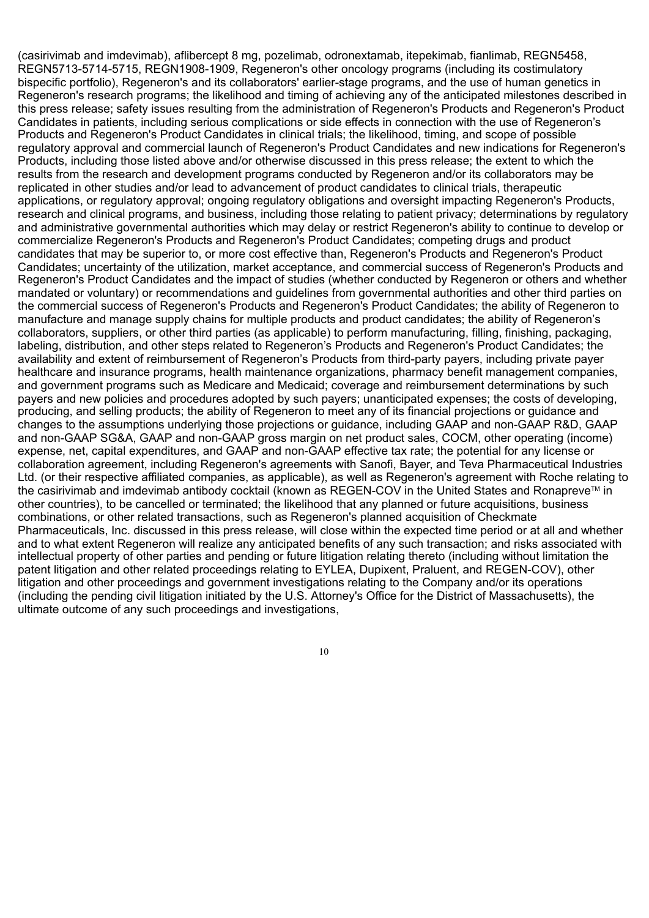(casirivimab and imdevimab), aflibercept 8 mg, pozelimab, odronextamab, itepekimab, fianlimab, REGN5458, REGN5713-5714-5715, REGN1908-1909, Regeneron's other oncology programs (including its costimulatory bispecific portfolio), Regeneron's and its collaborators' earlier-stage programs, and the use of human genetics in Regeneron's research programs; the likelihood and timing of achieving any of the anticipated milestones described in this press release; safety issues resulting from the administration of Regeneron's Products and Regeneron's Product Candidates in patients, including serious complications or side effects in connection with the use of Regeneron's Products and Regeneron's Product Candidates in clinical trials; the likelihood, timing, and scope of possible regulatory approval and commercial launch of Regeneron's Product Candidates and new indications for Regeneron's Products, including those listed above and/or otherwise discussed in this press release; the extent to which the results from the research and development programs conducted by Regeneron and/or its collaborators may be replicated in other studies and/or lead to advancement of product candidates to clinical trials, therapeutic applications, or regulatory approval; ongoing regulatory obligations and oversight impacting Regeneron's Products, research and clinical programs, and business, including those relating to patient privacy; determinations by regulatory and administrative governmental authorities which may delay or restrict Regeneron's ability to continue to develop or commercialize Regeneron's Products and Regeneron's Product Candidates; competing drugs and product candidates that may be superior to, or more cost effective than, Regeneron's Products and Regeneron's Product Candidates; uncertainty of the utilization, market acceptance, and commercial success of Regeneron's Products and Regeneron's Product Candidates and the impact of studies (whether conducted by Regeneron or others and whether mandated or voluntary) or recommendations and guidelines from governmental authorities and other third parties on the commercial success of Regeneron's Products and Regeneron's Product Candidates; the ability of Regeneron to manufacture and manage supply chains for multiple products and product candidates; the ability of Regeneron's collaborators, suppliers, or other third parties (as applicable) to perform manufacturing, filling, finishing, packaging, labeling, distribution, and other steps related to Regeneron's Products and Regeneron's Product Candidates; the availability and extent of reimbursement of Regeneron's Products from third-party payers, including private payer healthcare and insurance programs, health maintenance organizations, pharmacy benefit management companies, and government programs such as Medicare and Medicaid; coverage and reimbursement determinations by such payers and new policies and procedures adopted by such payers; unanticipated expenses; the costs of developing, producing, and selling products; the ability of Regeneron to meet any of its financial projections or guidance and changes to the assumptions underlying those projections or guidance, including GAAP and non-GAAP R&D, GAAP and non-GAAP SG&A, GAAP and non-GAAP gross margin on net product sales, COCM, other operating (income) expense, net, capital expenditures, and GAAP and non-GAAP effective tax rate; the potential for any license or collaboration agreement, including Regeneron's agreements with Sanofi, Bayer, and Teva Pharmaceutical Industries Ltd. (or their respective affiliated companies, as applicable), as well as Regeneron's agreement with Roche relating to the casirivimab and imdevimab antibody cocktail (known as REGEN-COV in the United States and Ronapreve™ in other countries), to be cancelled or terminated; the likelihood that any planned or future acquisitions, business combinations, or other related transactions, such as Regeneron's planned acquisition of Checkmate Pharmaceuticals, Inc. discussed in this press release, will close within the expected time period or at all and whether and to what extent Regeneron will realize any anticipated benefits of any such transaction; and risks associated with intellectual property of other parties and pending or future litigation relating thereto (including without limitation the patent litigation and other related proceedings relating to EYLEA, Dupixent, Praluent, and REGEN-COV), other litigation and other proceedings and government investigations relating to the Company and/or its operations (including the pending civil litigation initiated by the U.S. Attorney's Office for the District of Massachusetts), the ultimate outcome of any such proceedings and investigations,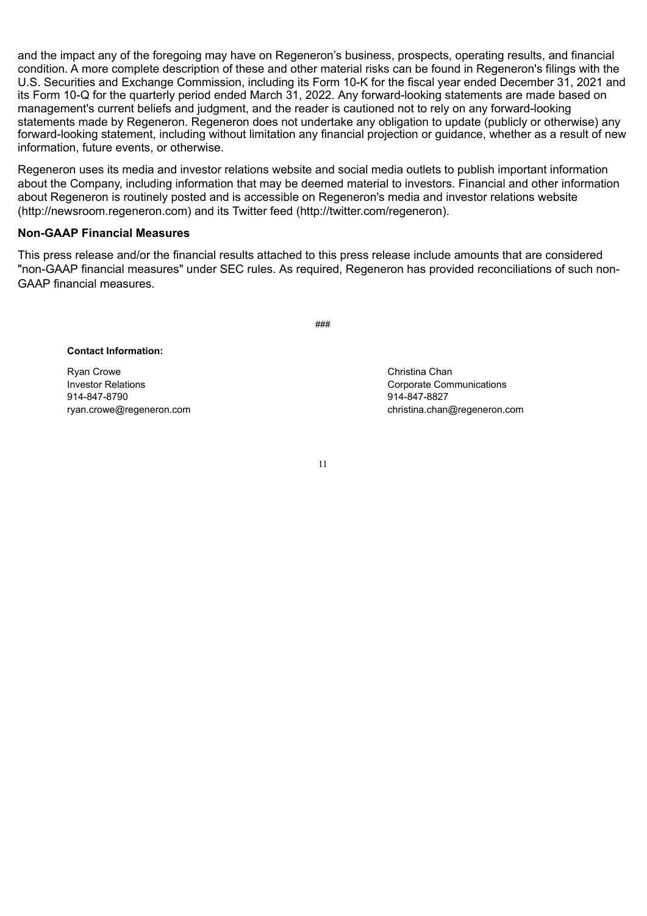and the impact any of the foregoing may have on Regeneron's business, prospects, operating results, and financial condition. A more complete description of these and other material risks can be found in Regeneron's filings with the U.S. Securities and Exchange Commission, including its Form 10-K for the fiscal year ended December 31, 2021 and its Form 10-Q for the quarterly period ended March 31, 2022. Any forward-looking statements are made based on management's current beliefs and judgment, and the reader is cautioned not to rely on any forward-looking statements made by Regeneron. Regeneron does not undertake any obligation to update (publicly or otherwise) any forward-looking statement, including without limitation any financial projection or guidance, whether as a result of new information, future events, or otherwise.

Regeneron uses its media and investor relations website and social media outlets to publish important information about the Company, including information that may be deemed material to investors. Financial and other information about Regeneron is routinely posted and is accessible on Regeneron's media and investor relations website (http://newsroom.regeneron.com) and its Twitter feed (http://twitter.com/regeneron).

**Non-GAAP Financial Measures**

This press release and/or the financial results attached to this press release include amounts that are considered "non-GAAP financial measures" under SEC rules. As required, Regeneron has provided reconciliations of such non-GAAP financial measures.

###

**Contact Information:**

Ryan Crowe
Investor Relations
914-847-8790
ryan.crowe@regeneron.com

Christina Chan
Corporate Communications
914-847-8827
christina.chan@regeneron.com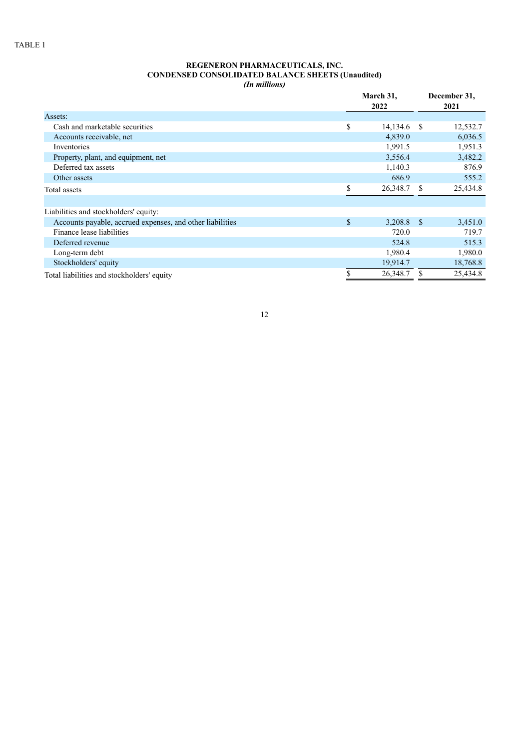TABLE 1

**REGENERON PHARMACEUTICALS, INC.**
**CONDENSED CONSOLIDATED BALANCE SHEETS (Unaudited)**
***(In millions)***

| | March 31, 2022 | December 31, 2021 |
|---|---|---|
| Assets: | | |
| Cash and marketable securities | $ 14,134.6 | $ 12,532.7 |
| Accounts receivable, net | 4,839.0 | 6,036.5 |
| Inventories | 1,991.5 | 1,951.3 |
| Property, plant, and equipment, net | 3,556.4 | 3,482.2 |
| Deferred tax assets | 1,140.3 | 876.9 |
| Other assets | 686.9 | 555.2 |
| Total assets | $ 26,348.7 | $ 25,434.8 |
| | | |
| Liabilities and stockholders' equity: | | |
| Accounts payable, accrued expenses, and other liabilities | $ 3,208.8 | $ 3,451.0 |
| Finance lease liabilities | 720.0 | 719.7 |
| Deferred revenue | 524.8 | 515.3 |
| Long-term debt | 1,980.4 | 1,980.0 |
| Stockholders' equity | 19,914.7 | 18,768.8 |
| Total liabilities and stockholders' equity | $ 26,348.7 | $ 25,434.8 |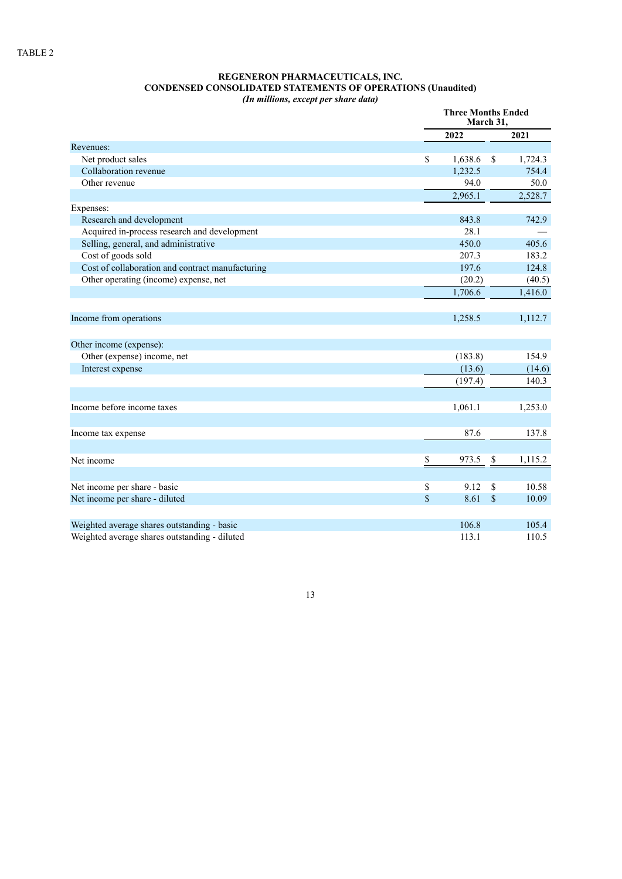TABLE 2

**REGENERON PHARMACEUTICALS, INC.**
**CONDENSED CONSOLIDATED STATEMENTS OF OPERATIONS (Unaudited)**
***(In millions, except per share data)***

| | Three Months Ended March 31, | |
|---|---|---|
| | 2022 | 2021 |
| Revenues: | | |
| Net product sales | $ 1,638.6 | $ 1,724.3 |
| Collaboration revenue | 1,232.5 | 754.4 |
| Other revenue | 94.0 | 50.0 |
| | 2,965.1 | 2,528.7 |
| Expenses: | | |
| Research and development | 843.8 | 742.9 |
| Acquired in-process research and development | 28.1 | — |
| Selling, general, and administrative | 450.0 | 405.6 |
| Cost of goods sold | 207.3 | 183.2 |
| Cost of collaboration and contract manufacturing | 197.6 | 124.8 |
| Other operating (income) expense, net | (20.2) | (40.5) |
| | 1,706.6 | 1,416.0 |
| Income from operations | 1,258.5 | 1,112.7 |
| Other income (expense): | | |
| Other (expense) income, net | (183.8) | 154.9 |
| Interest expense | (13.6) | (14.6) |
| | (197.4) | 140.3 |
| Income before income taxes | 1,061.1 | 1,253.0 |
| Income tax expense | 87.6 | 137.8 |
| Net income | $ 973.5 | $ 1,115.2 |
| Net income per share - basic | $ 9.12 | $ 10.58 |
| Net income per share - diluted | $ 8.61 | $ 10.09 |
| Weighted average shares outstanding - basic | 106.8 | 105.4 |
| Weighted average shares outstanding - diluted | 113.1 | 110.5 |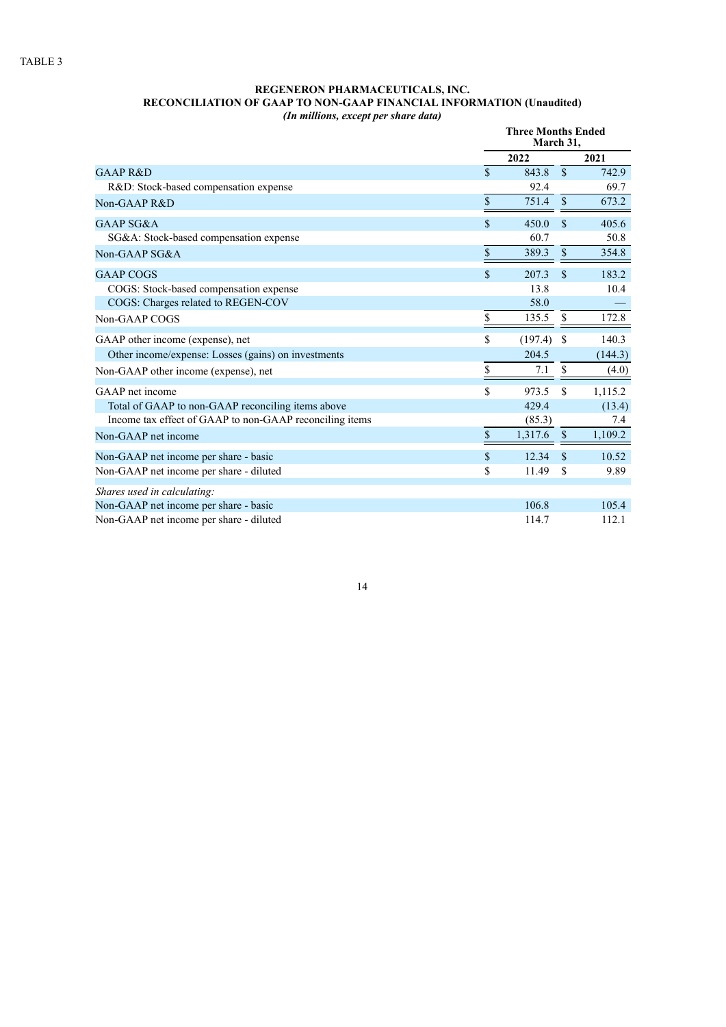TABLE 3

**REGENERON PHARMACEUTICALS, INC.**
**RECONCILIATION OF GAAP TO NON-GAAP FINANCIAL INFORMATION (Unaudited)**
***(In millions, except per share data)***

| | Three Months Ended March 31, | |
|---|---|---|
| | 2022 | 2021 |
| GAAP R&D | $ 843.8 | $ 742.9 |
| R&D: Stock-based compensation expense | 92.4 | 69.7 |
| Non-GAAP R&D | $ 751.4 | $ 673.2 |
| GAAP SG&A | $ 450.0 | $ 405.6 |
| SG&A: Stock-based compensation expense | 60.7 | 50.8 |
| Non-GAAP SG&A | $ 389.3 | $ 354.8 |
| GAAP COGS | $ 207.3 | $ 183.2 |
| COGS: Stock-based compensation expense | 13.8 | 10.4 |
| COGS: Charges related to REGEN-COV | 58.0 | — |
| Non-GAAP COGS | $ 135.5 | $ 172.8 |
| GAAP other income (expense), net | $ (197.4) | $ 140.3 |
| Other income/expense: Losses (gains) on investments | 204.5 | (144.3) |
| Non-GAAP other income (expense), net | $ 7.1 | $ (4.0) |
| GAAP net income | $ 973.5 | $ 1,115.2 |
| Total of GAAP to non-GAAP reconciling items above | 429.4 | (13.4) |
| Income tax effect of GAAP to non-GAAP reconciling items | (85.3) | 7.4 |
| Non-GAAP net income | $ 1,317.6 | $ 1,109.2 |
| Non-GAAP net income per share - basic | $ 12.34 | $ 10.52 |
| Non-GAAP net income per share - diluted | $ 11.49 | $ 9.89 |
| *Shares used in calculating:* | | |
| Non-GAAP net income per share - basic | 106.8 | 105.4 |
| Non-GAAP net income per share - diluted | 114.7 | 112.1 |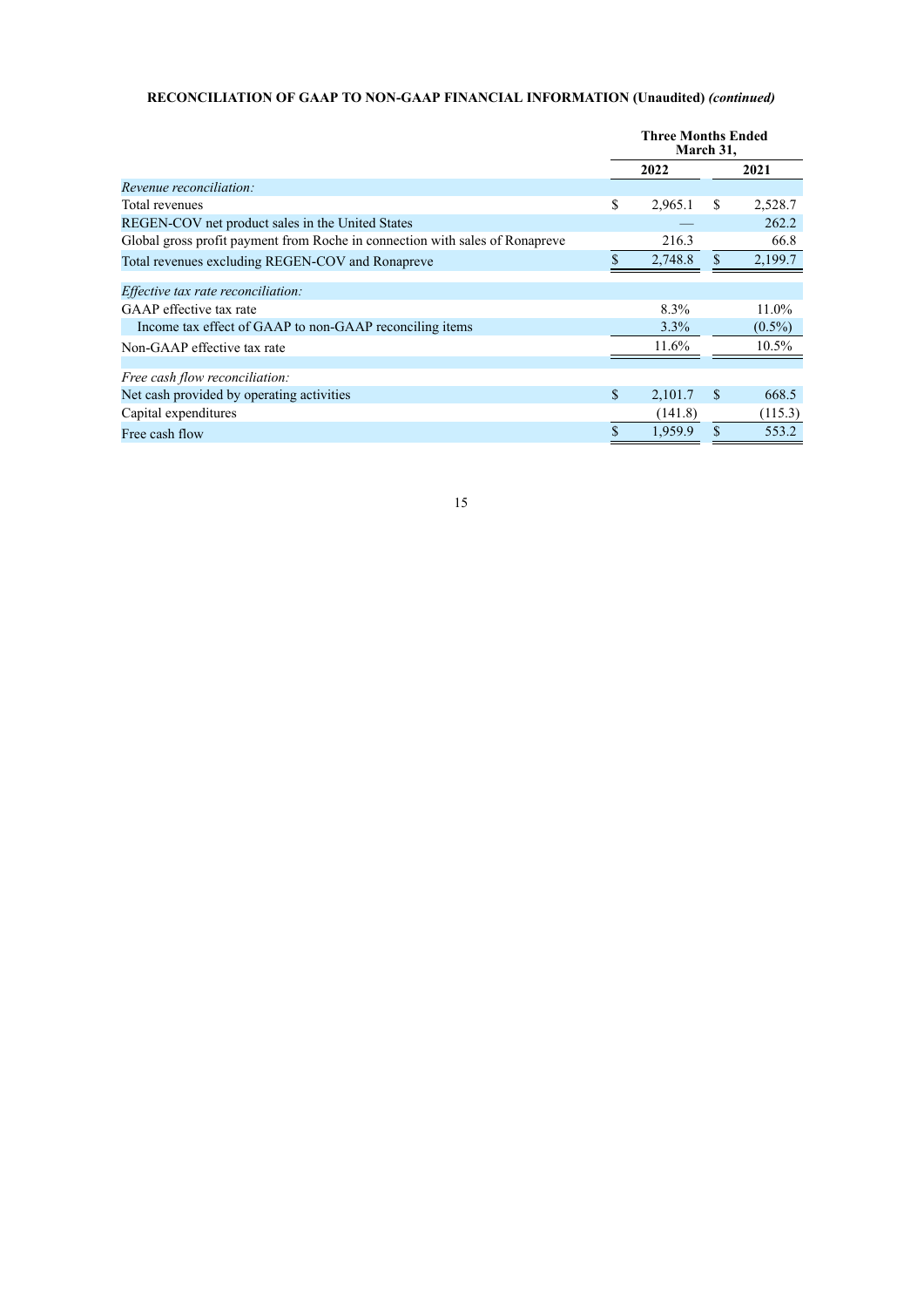**RECONCILIATION OF GAAP TO NON-GAAP FINANCIAL INFORMATION (Unaudited)** ***(continued)***

| | Three Months Ended March 31, | |
|---|---|---|
| | 2022 | 2021 |
| *Revenue reconciliation:* | | |
| Total revenues | $ 2,965.1 | $ 2,528.7 |
| REGEN-COV net product sales in the United States | — | 262.2 |
| Global gross profit payment from Roche in connection with sales of Ronapreve | 216.3 | 66.8 |
| Total revenues excluding REGEN-COV and Ronapreve | $ 2,748.8 | $ 2,199.7 |
| *Effective tax rate reconciliation:* | | |
| GAAP effective tax rate | 8.3% | 11.0% |
| Income tax effect of GAAP to non-GAAP reconciling items | 3.3% | (0.5%) |
| Non-GAAP effective tax rate | 11.6% | 10.5% |
| *Free cash flow reconciliation:* | | |
| Net cash provided by operating activities | $ 2,101.7 | $ 668.5 |
| Capital expenditures | (141.8) | (115.3) |
| Free cash flow | $ 1,959.9 | $ 553.2 |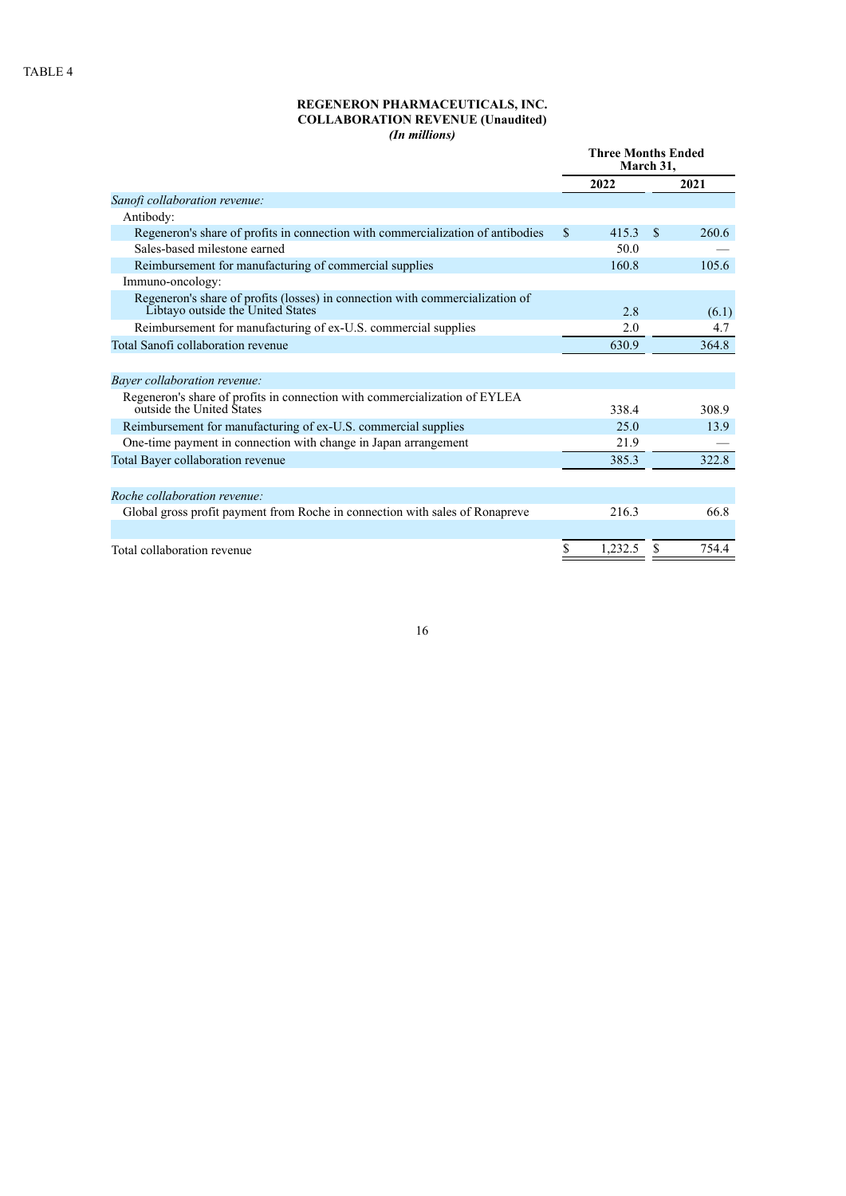TABLE 4

**REGENERON PHARMACEUTICALS, INC.**
**COLLABORATION REVENUE (Unaudited)**
***(In millions)***

| | Three Months Ended March 31, | |
|---|---|---|
| | **2022** | **2021** |
| *Sanofi collaboration revenue:* | | |
| Antibody: | | |
| Regeneron's share of profits in connection with commercialization of antibodies | $ 415.3 | $ 260.6 |
| Sales-based milestone earned | 50.0 | — |
| Reimbursement for manufacturing of commercial supplies | 160.8 | 105.6 |
| Immuno-oncology: | | |
| Regeneron's share of profits (losses) in connection with commercialization of Libtayo outside the United States | 2.8 | (6.1) |
| Reimbursement for manufacturing of ex-U.S. commercial supplies | 2.0 | 4.7 |
| Total Sanofi collaboration revenue | 630.9 | 364.8 |
| | | |
| *Bayer collaboration revenue:* | | |
| Regeneron's share of profits in connection with commercialization of EYLEA outside the United States | 338.4 | 308.9 |
| Reimbursement for manufacturing of ex-U.S. commercial supplies | 25.0 | 13.9 |
| One-time payment in connection with change in Japan arrangement | 21.9 | — |
| Total Bayer collaboration revenue | 385.3 | 322.8 |
| | | |
| *Roche collaboration revenue:* | | |
| Global gross profit payment from Roche in connection with sales of Ronapreve | 216.3 | 66.8 |
| | | |
| Total collaboration revenue | $ 1,232.5 | $ 754.4 |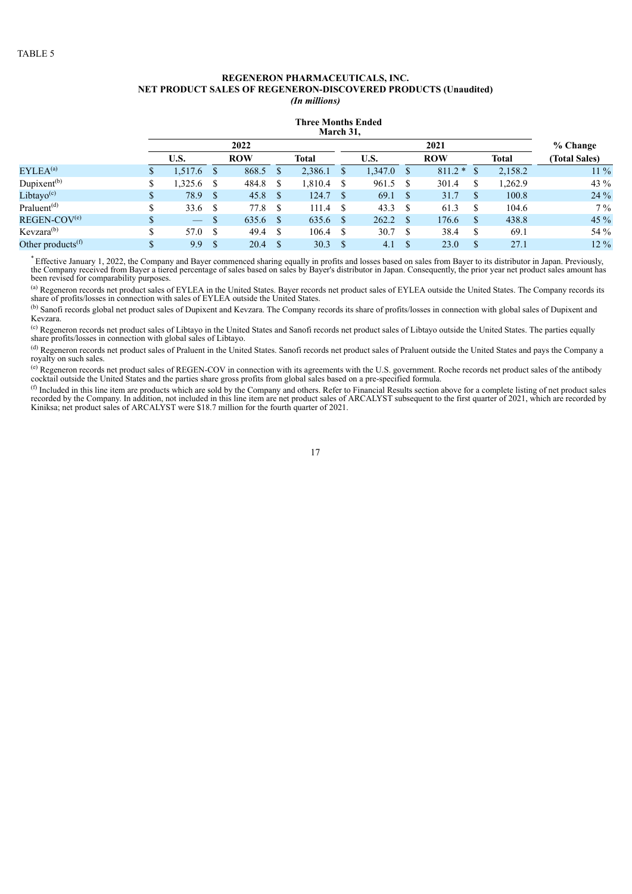TABLE 5

**REGENERON PHARMACEUTICALS, INC.**
**NET PRODUCT SALES OF REGENERON-DISCOVERED PRODUCTS (Unaudited)**
***(In millions)***

| | Three Months Ended March 31, | | | | | | |
|---|---|---|---|---|---|---|---|
| | 2022 | | | 2021 | | | % Change |
| | U.S. | ROW | Total | U.S. | ROW | Total | (Total Sales) |
| EYLEA[(a)] | $ 1,517.6 | $ 868.5 | $ 2,386.1 | $ 1,347.0 | $ 811.2 * | $ 2,158.2 | 11 % |
| Dupixent[(b)] | $ 1,325.6 | $ 484.8 | $ 1,810.4 | $ 961.5 | $ 301.4 | $ 1,262.9 | 43 % |
| Libtayo[(c)] | $ 78.9 | $ 45.8 | $ 124.7 | $ 69.1 | $ 31.7 | $ 100.8 | 24 % |
| Praluent[(d)] | $ 33.6 | $ 77.8 | $ 111.4 | $ 43.3 | $ 61.3 | $ 104.6 | 7 % |
| REGEN-COV[(e)] | $ — | $ 635.6 | $ 635.6 | $ 262.2 | $ 176.6 | $ 438.8 | 45 % |
| Kevzara[(b)] | $ 57.0 | $ 49.4 | $ 106.4 | $ 30.7 | $ 38.4 | $ 69.1 | 54 % |
| Other products[(f)] | $ 9.9 | $ 20.4 | $ 30.3 | $ 4.1 | $ 23.0 | $ 27.1 | 12 % |

\* Effective January 1, 2022, the Company and Bayer commenced sharing equally in profits and losses based on sales from Bayer to its distributor in Japan. Previously, the Company received from Bayer a tiered percentage of sales based on sales by Bayer's distributor in Japan. Consequently, the prior year net product sales amount has been revised for comparability purposes.

(a) Regeneron records net product sales of EYLEA in the United States. Bayer records net product sales of EYLEA outside the United States. The Company records its share of profits/losses in connection with sales of EYLEA outside the United States.

(b) Sanofi records global net product sales of Dupixent and Kevzara. The Company records its share of profits/losses in connection with global sales of Dupixent and Kevzara.

(c) Regeneron records net product sales of Libtayo in the United States and Sanofi records net product sales of Libtayo outside the United States. The parties equally share profits/losses in connection with global sales of Libtayo.

(d) Regeneron records net product sales of Praluent in the United States. Sanofi records net product sales of Praluent outside the United States and pays the Company a royalty on such sales.

(e) Regeneron records net product sales of REGEN-COV in connection with its agreements with the U.S. government. Roche records net product sales of the antibody cocktail outside the United States and the parties share gross profits from global sales based on a pre-specified formula.

(f) Included in this line item are products which are sold by the Company and others. Refer to Financial Results section above for a complete listing of net product sales recorded by the Company. In addition, not included in this line item are net product sales of ARCALYST subsequent to the first quarter of 2021, which are recorded by Kiniksa; net product sales of ARCALYST were $18.7 million for the fourth quarter of 2021.